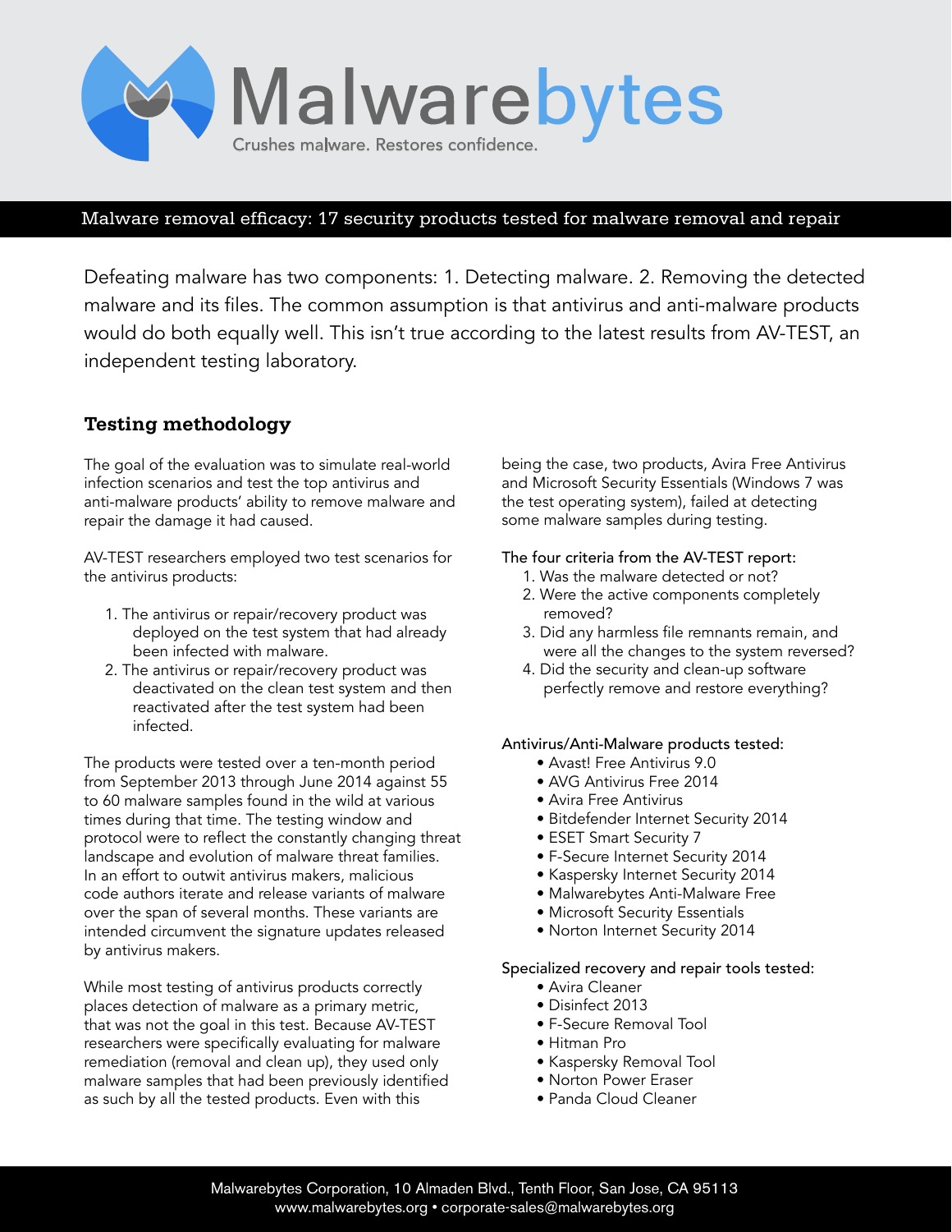# Malwarebytes

Crushes malware. Restores confidence.

## Malware removal efficacy: 17 security products tested for malware removal and repair

Defeating malware has two components: 1. Detecting malware. 2. Removing the detected malware and its files. The common assumption is that antivirus and anti-malware products would do both equally well. This isn't true according to the latest results from AV-TEST, an independent testing laboratory.

### Testing methodology

The goal of the evaluation was to simulate real-world infection scenarios and test the top antivirus and anti-malware products' ability to remove malware and repair the damage it had caused.

AV-TEST researchers employed two test scenarios for the antivirus products:

1. The antivirus or repair/recovery product was deployed on the test system that had already been infected with malware.
2. The antivirus or repair/recovery product was deactivated on the clean test system and then reactivated after the test system had been infected.

The products were tested over a ten-month period from September 2013 through June 2014 against 55 to 60 malware samples found in the wild at various times during that time. The testing window and protocol were to reflect the constantly changing threat landscape and evolution of malware threat families. In an effort to outwit antivirus makers, malicious code authors iterate and release variants of malware over the span of several months. These variants are intended circumvent the signature updates released by antivirus makers.

While most testing of antivirus products correctly places detection of malware as a primary metric, that was not the goal in this test. Because AV-TEST researchers were specifically evaluating for malware remediation (removal and clean up), they used only malware samples that had been previously identified as such by all the tested products. Even with this being the case, two products, Avira Free Antivirus and Microsoft Security Essentials (Windows 7 was the test operating system), failed at detecting some malware samples during testing.

The four criteria from the AV-TEST report:

1. Was the malware detected or not?
2. Were the active components completely removed?
3. Did any harmless file remnants remain, and were all the changes to the system reversed?
4. Did the security and clean-up software perfectly remove and restore everything?

Antivirus/Anti-Malware products tested:

- Avast! Free Antivirus 9.0
- AVG Antivirus Free 2014
- Avira Free Antivirus
- Bitdefender Internet Security 2014
- ESET Smart Security 7
- F-Secure Internet Security 2014
- Kaspersky Internet Security 2014
- Malwarebytes Anti-Malware Free
- Microsoft Security Essentials
- Norton Internet Security 2014

Specialized recovery and repair tools tested:

- Avira Cleaner
- Disinfect 2013
- F-Secure Removal Tool
- Hitman Pro
- Kaspersky Removal Tool
- Norton Power Eraser
- Panda Cloud Cleaner

Malwarebytes Corporation, 10 Almaden Blvd., Tenth Floor, San Jose, CA 95113
www.malwarebytes.org • corporate-sales@malwarebytes.org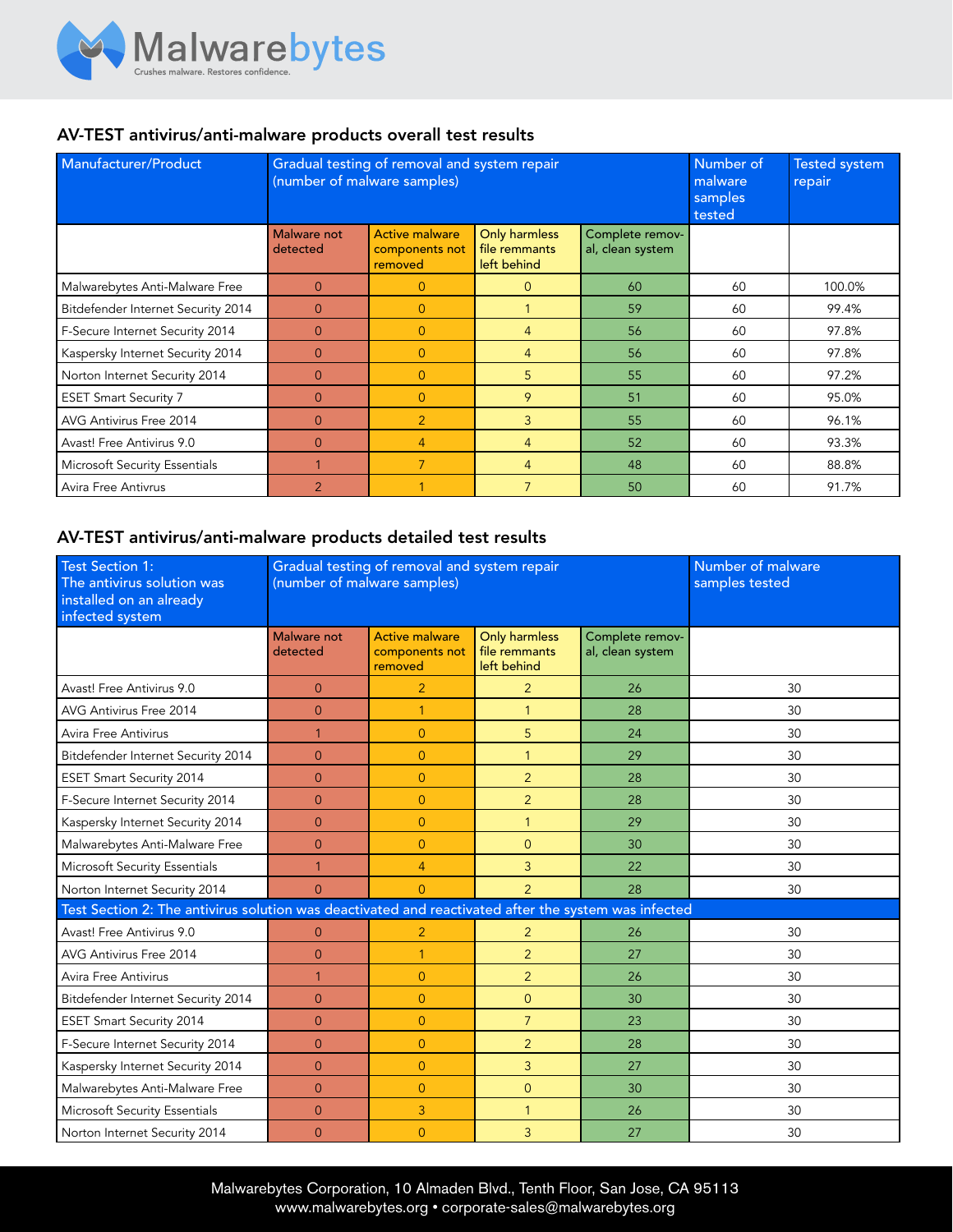## AV-TEST antivirus/anti-malware products overall test results

| Manufacturer/Product | Gradual testing of removal and system repair (number of malware samples) | | | | Number of malware samples tested | Tested system repair |
|---|---|---|---|---|---|---|
| | Malware not detected | Active malware components not removed | Only harmless file remmants left behind | Complete removal, clean system | | |
| Malwarebytes Anti-Malware Free | 0 | 0 | 0 | 60 | 60 | 100.0% |
| Bitdefender Internet Security 2014 | 0 | 0 | 1 | 59 | 60 | 99.4% |
| F-Secure Internet Security 2014 | 0 | 0 | 4 | 56 | 60 | 97.8% |
| Kaspersky Internet Security 2014 | 0 | 0 | 4 | 56 | 60 | 97.8% |
| Norton Internet Security 2014 | 0 | 0 | 5 | 55 | 60 | 97.2% |
| ESET Smart Security 7 | 0 | 0 | 9 | 51 | 60 | 95.0% |
| AVG Antivirus Free 2014 | 0 | 2 | 3 | 55 | 60 | 96.1% |
| Avast! Free Antivirus 9.0 | 0 | 4 | 4 | 52 | 60 | 93.3% |
| Microsoft Security Essentials | 1 | 7 | 4 | 48 | 60 | 88.8% |
| Avira Free Antivrus | 2 | 1 | 7 | 50 | 60 | 91.7% |

## AV-TEST antivirus/anti-malware products detailed test results

| Test Section 1: The antivirus solution was installed on an already infected system | Gradual testing of removal and system repair (number of malware samples) | | | | Number of malware samples tested |
|---|---|---|---|---|---|
| | Malware not detected | Active malware components not removed | Only harmless file remmants left behind | Complete removal, clean system | |
| Avast! Free Antivirus 9.0 | 0 | 2 | 2 | 26 | 30 |
| AVG Antivirus Free 2014 | 0 | 1 | 1 | 28 | 30 |
| Avira Free Antivirus | 1 | 0 | 5 | 24 | 30 |
| Bitdefender Internet Security 2014 | 0 | 0 | 1 | 29 | 30 |
| ESET Smart Security 2014 | 0 | 0 | 2 | 28 | 30 |
| F-Secure Internet Security 2014 | 0 | 0 | 2 | 28 | 30 |
| Kaspersky Internet Security 2014 | 0 | 0 | 1 | 29 | 30 |
| Malwarebytes Anti-Malware Free | 0 | 0 | 0 | 30 | 30 |
| Microsoft Security Essentials | 1 | 4 | 3 | 22 | 30 |
| Norton Internet Security 2014 | 0 | 0 | 2 | 28 | 30 |
| **Test Section 2: The antivirus solution was deactivated and reactivated after the system was infected** | | | | | |
| Avast! Free Antivirus 9.0 | 0 | 2 | 2 | 26 | 30 |
| AVG Antivirus Free 2014 | 0 | 1 | 2 | 27 | 30 |
| Avira Free Antivirus | 1 | 0 | 2 | 26 | 30 |
| Bitdefender Internet Security 2014 | 0 | 0 | 0 | 30 | 30 |
| ESET Smart Security 2014 | 0 | 0 | 7 | 23 | 30 |
| F-Secure Internet Security 2014 | 0 | 0 | 2 | 28 | 30 |
| Kaspersky Internet Security 2014 | 0 | 0 | 3 | 27 | 30 |
| Malwarebytes Anti-Malware Free | 0 | 0 | 0 | 30 | 30 |
| Microsoft Security Essentials | 0 | 3 | 1 | 26 | 30 |
| Norton Internet Security 2014 | 0 | 0 | 3 | 27 | 30 |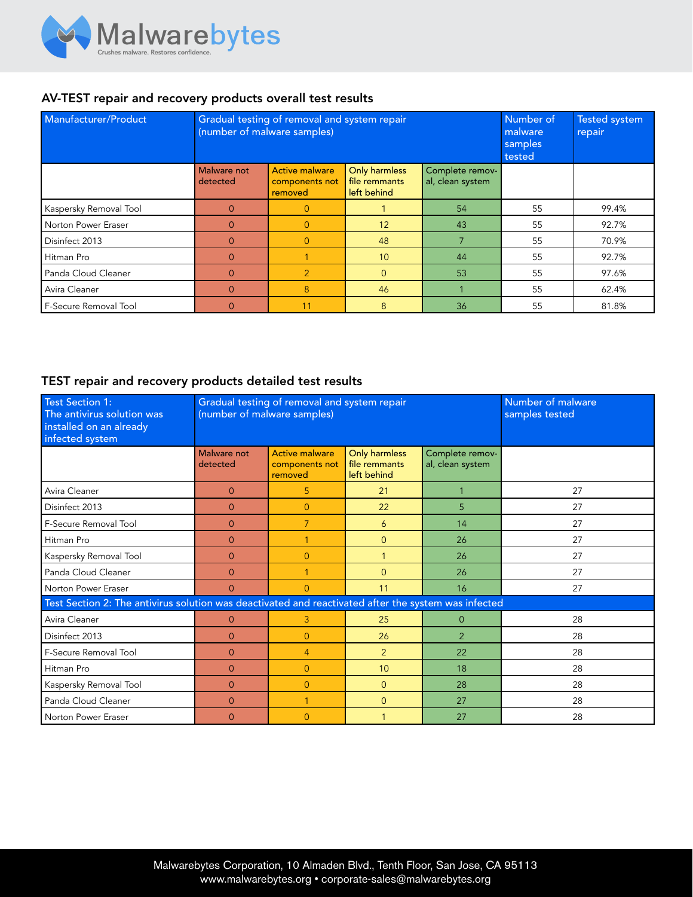## AV-TEST repair and recovery products overall test results

| Manufacturer/Product | Gradual testing of removal and system repair (number of malware samples) | | | | Number of malware samples tested | Tested system repair |
|---|---|---|---|---|---|---|
| | Malware not detected | Active malware components not removed | Only harmless file remmants left behind | Complete removal, clean system | | |
| Kaspersky Removal Tool | 0 | 0 | 1 | 54 | 55 | 99.4% |
| Norton Power Eraser | 0 | 0 | 12 | 43 | 55 | 92.7% |
| Disinfect 2013 | 0 | 0 | 48 | 7 | 55 | 70.9% |
| Hitman Pro | 0 | 1 | 10 | 44 | 55 | 92.7% |
| Panda Cloud Cleaner | 0 | 2 | 0 | 53 | 55 | 97.6% |
| Avira Cleaner | 0 | 8 | 46 | 1 | 55 | 62.4% |
| F-Secure Removal Tool | 0 | 11 | 8 | 36 | 55 | 81.8% |

## TEST repair and recovery products detailed test results

| Test Section 1: The antivirus solution was installed on an already infected system | Gradual testing of removal and system repair (number of malware samples) | | | | Number of malware samples tested |
|---|---|---|---|---|---|
| | Malware not detected | Active malware components not removed | Only harmless file remmants left behind | Complete removal, clean system | |
| Avira Cleaner | 0 | 5 | 21 | 1 | 27 |
| Disinfect 2013 | 0 | 0 | 22 | 5 | 27 |
| F-Secure Removal Tool | 0 | 7 | 6 | 14 | 27 |
| Hitman Pro | 0 | 1 | 0 | 26 | 27 |
| Kaspersky Removal Tool | 0 | 0 | 1 | 26 | 27 |
| Panda Cloud Cleaner | 0 | 1 | 0 | 26 | 27 |
| Norton Power Eraser | 0 | 0 | 11 | 16 | 27 |
| **Test Section 2: The antivirus solution was deactivated and reactivated after the system was infected** | | | | | |
| Avira Cleaner | 0 | 3 | 25 | 0 | 28 |
| Disinfect 2013 | 0 | 0 | 26 | 2 | 28 |
| F-Secure Removal Tool | 0 | 4 | 2 | 22 | 28 |
| Hitman Pro | 0 | 0 | 10 | 18 | 28 |
| Kaspersky Removal Tool | 0 | 0 | 0 | 28 | 28 |
| Panda Cloud Cleaner | 0 | 1 | 0 | 27 | 28 |
| Norton Power Eraser | 0 | 0 | 1 | 27 | 28 |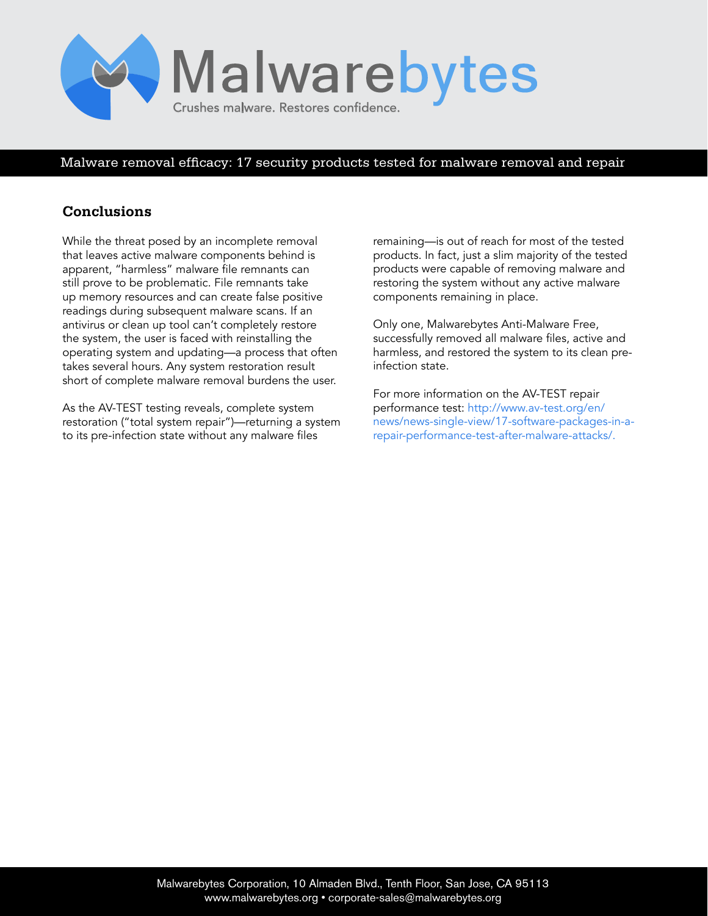Malware removal efficacy: 17 security products tested for malware removal and repair

## Conclusions

While the threat posed by an incomplete removal that leaves active malware components behind is apparent, "harmless" malware file remnants can still prove to be problematic. File remnants take up memory resources and can create false positive readings during subsequent malware scans. If an antivirus or clean up tool can't completely restore the system, the user is faced with reinstalling the operating system and updating—a process that often takes several hours. Any system restoration result short of complete malware removal burdens the user.

As the AV-TEST testing reveals, complete system restoration ("total system repair")—returning a system to its pre-infection state without any malware files remaining—is out of reach for most of the tested products. In fact, just a slim majority of the tested products were capable of removing malware and restoring the system without any active malware components remaining in place.

Only one, Malwarebytes Anti-Malware Free, successfully removed all malware files, active and harmless, and restored the system to its clean pre-infection state.

For more information on the AV-TEST repair performance test: http://www.av-test.org/en/news/news-single-view/17-software-packages-in-a-repair-performance-test-after-malware-attacks/.

Malwarebytes Corporation, 10 Almaden Blvd., Tenth Floor, San Jose, CA 95113
www.malwarebytes.org • corporate-sales@malwarebytes.org